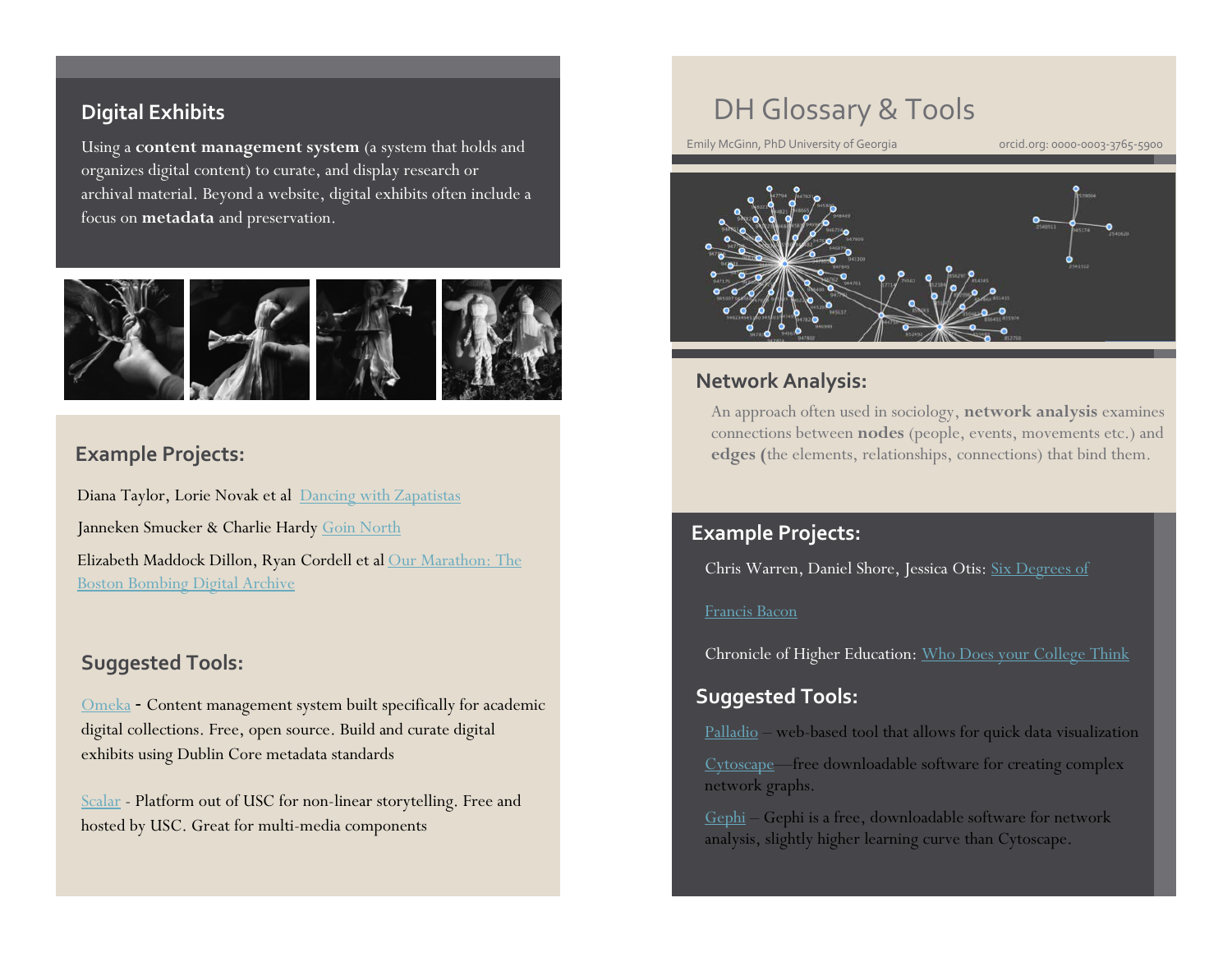## Digital Exhibits

Using a **content management system** (a system that holds and organizes digital content) to curate, and display research or archival material. Beyond a website, digital exhibits often include a focus on **metadata** and preservation.

### Example Projects:

Diana Taylor, Lorie Novak et al Dancing with Zapatistas

Janneken Smucker & Charlie Hardy Goin North

Elizabeth Maddock Dillon, Ryan Cordell et al Our Marathon: The Boston Bombing Digital Archive

### Suggested Tools:

Omeka - Content management system built specifically for academic digital collections. Free, open source. Build and curate digital exhibits using Dublin Core metadata standards

Scalar - Platform out of USC for non-linear storytelling. Free and hosted by USC. Great for multi-media components

# DH Glossary & Tools

Emily McGinn, PhD University of Georgia

orcid.org: 0000-0003-3765-5900

## Network Analysis:

An approach often used in sociology, **network analysis** examines connections between **nodes** (people, events, movements etc.) and **edges (**the elements, relationships, connections) that bind them.

### Example Projects:

Chris Warren, Daniel Shore, Jessica Otis: Six Degrees of Francis Bacon

Chronicle of Higher Education: Who Does your College Think

### Suggested Tools:

Palladio – web-based tool that allows for quick data visualization

Cytoscape—free downloadable software for creating complex network graphs.

Gephi – Gephi is a free, downloadable software for network analysis, slightly higher learning curve than Cytoscape.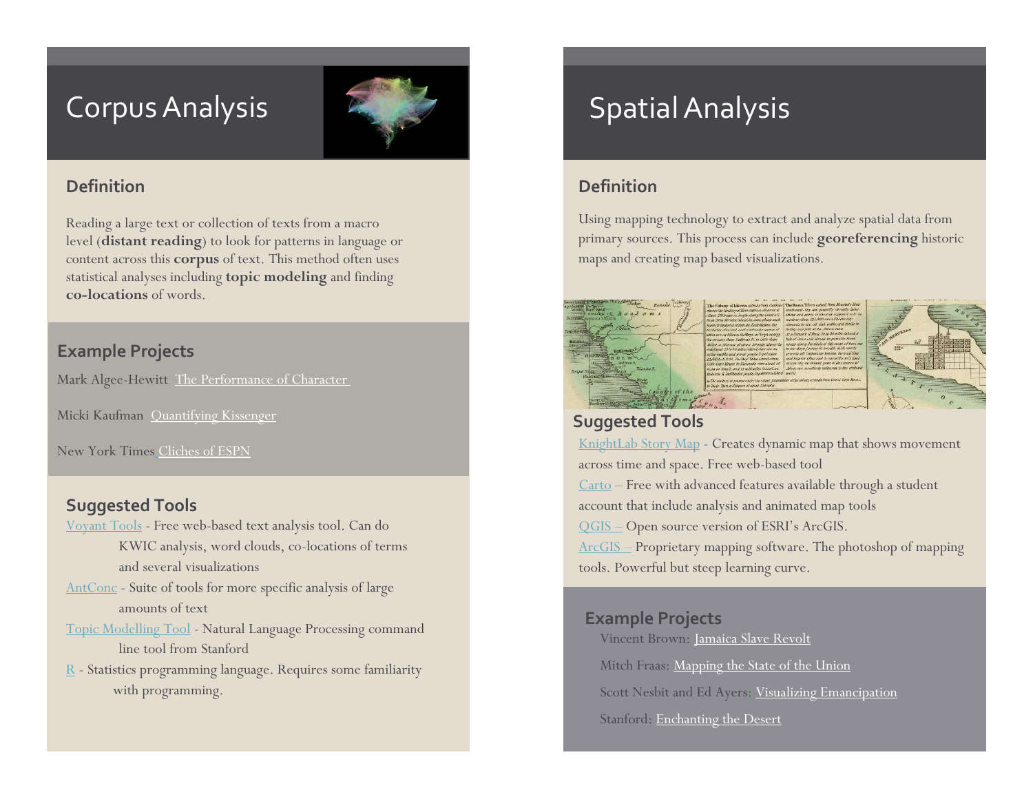# Corpus Analysis

## Definition

Reading a large text or collection of texts from a macro level (**distant reading**) to look for patterns in language or content across this **corpus** of text. This method often uses statistical analyses including **topic modeling** and finding **co-locations** of words.

## Example Projects

Mark Algee-Hewitt The Performance of Character

Micki Kaufman Quantifying Kissenger

New York Times Cliches of ESPN

## Suggested Tools

Voyant Tools - Free web-based text analysis tool. Can do KWIC analysis, word clouds, co-locations of terms and several visualizations

AntConc - Suite of tools for more specific analysis of large amounts of text

Topic Modelling Tool - Natural Language Processing command line tool from Stanford

R - Statistics programming language. Requires some familiarity with programming.

# Spatial Analysis

## Definition

Using mapping technology to extract and analyze spatial data from primary sources. This process can include **georeferencing** historic maps and creating map based visualizations.

## Suggested Tools

KnightLab Story Map - Creates dynamic map that shows movement across time and space. Free web-based tool

Carto – Free with advanced features available through a student account that include analysis and animated map tools

QGIS – Open source version of ESRI's ArcGIS.

ArcGIS – Proprietary mapping software. The photoshop of mapping tools. Powerful but steep learning curve.

## Example Projects

Vincent Brown: Jamaica Slave Revolt

Mitch Fraas: Mapping the State of the Union

Scott Nesbit and Ed Ayers: Visualizing Emancipation

Stanford: Enchanting the Desert